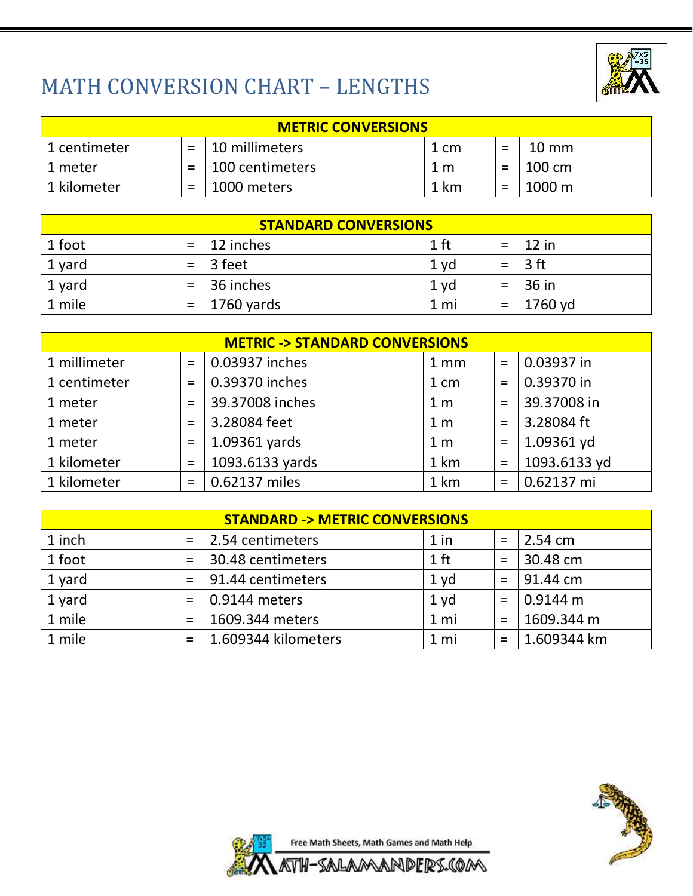# MATH CONVERSION CHART – LENGTHS

| METRIC CONVERSIONS | | | | | |
|---|---|---|---|---|---|
| 1 centimeter | = | 10 millimeters | 1 cm | = | 10 mm |
| 1 meter | = | 100 centimeters | 1 m | = | 100 cm |
| 1 kilometer | = | 1000 meters | 1 km | = | 1000 m |

| STANDARD CONVERSIONS | | | | | |
|---|---|---|---|---|---|
| 1 foot | = | 12 inches | 1 ft | = | 12 in |
| 1 yard | = | 3 feet | 1 yd | = | 3 ft |
| 1 yard | = | 36 inches | 1 yd | = | 36 in |
| 1 mile | = | 1760 yards | 1 mi | = | 1760 yd |

| METRIC -> STANDARD CONVERSIONS | | | | | |
|---|---|---|---|---|---|
| 1 millimeter | = | 0.03937 inches | 1 mm | = | 0.03937 in |
| 1 centimeter | = | 0.39370 inches | 1 cm | = | 0.39370 in |
| 1 meter | = | 39.37008 inches | 1 m | = | 39.37008 in |
| 1 meter | = | 3.28084 feet | 1 m | = | 3.28084 ft |
| 1 meter | = | 1.09361 yards | 1 m | = | 1.09361 yd |
| 1 kilometer | = | 1093.6133 yards | 1 km | = | 1093.6133 yd |
| 1 kilometer | = | 0.62137 miles | 1 km | = | 0.62137 mi |

| STANDARD -> METRIC CONVERSIONS | | | | | |
|---|---|---|---|---|---|
| 1 inch | = | 2.54 centimeters | 1 in | = | 2.54 cm |
| 1 foot | = | 30.48 centimeters | 1 ft | = | 30.48 cm |
| 1 yard | = | 91.44 centimeters | 1 yd | = | 91.44 cm |
| 1 yard | = | 0.9144 meters | 1 yd | = | 0.9144 m |
| 1 mile | = | 1609.344 meters | 1 mi | = | 1609.344 m |
| 1 mile | = | 1.609344 kilometers | 1 mi | = | 1.609344 km |

Free Math Sheets, Math Games and Math Help

MATH-SALAMANDERS.COM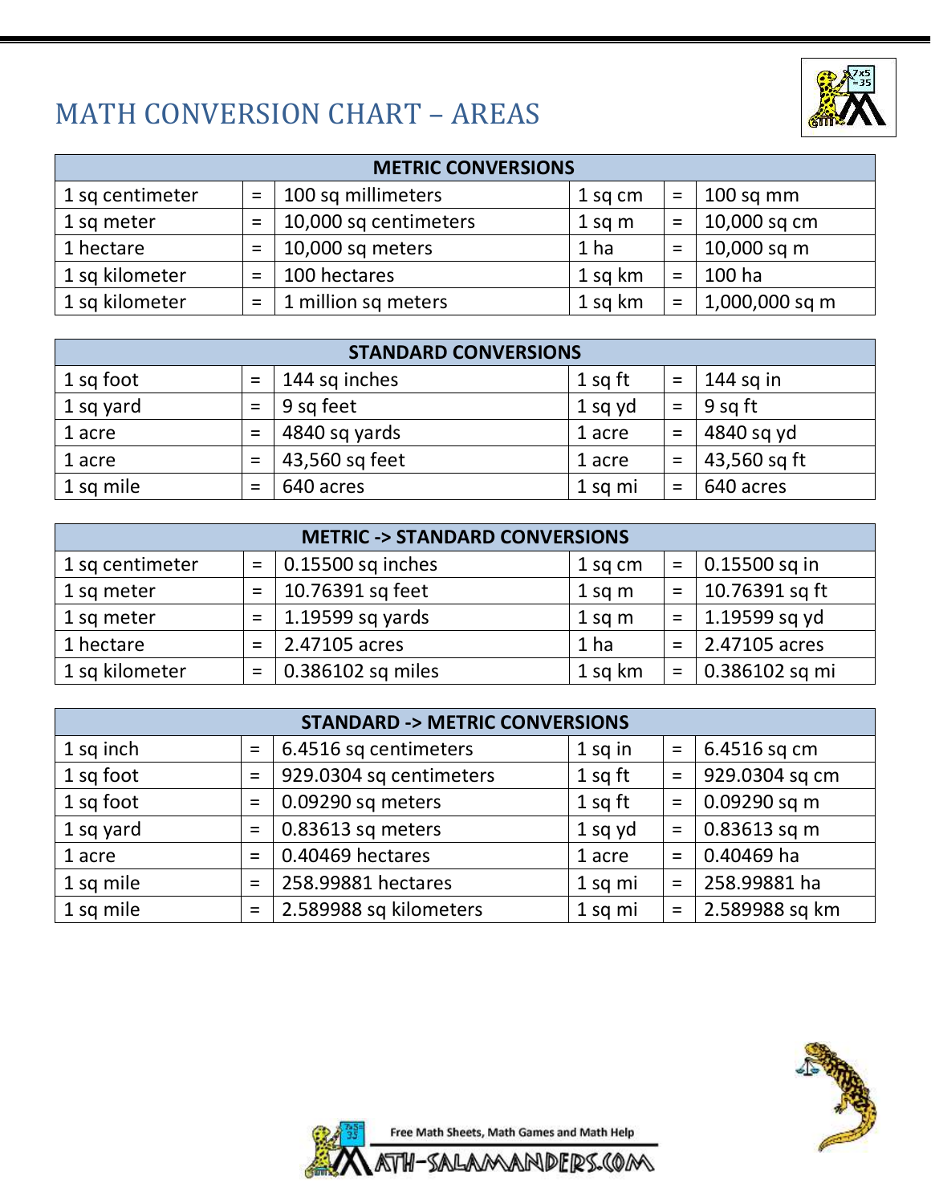# MATH CONVERSION CHART – AREAS

| METRIC CONVERSIONS | | | | | |
|---|---|---|---|---|---|
| 1 sq centimeter | = | 100 sq millimeters | 1 sq cm | = | 100 sq mm |
| 1 sq meter | = | 10,000 sq centimeters | 1 sq m | = | 10,000 sq cm |
| 1 hectare | = | 10,000 sq meters | 1 ha | = | 10,000 sq m |
| 1 sq kilometer | = | 100 hectares | 1 sq km | = | 100 ha |
| 1 sq kilometer | = | 1 million sq meters | 1 sq km | = | 1,000,000 sq m |

| STANDARD CONVERSIONS | | | | | |
|---|---|---|---|---|---|
| 1 sq foot | = | 144 sq inches | 1 sq ft | = | 144 sq in |
| 1 sq yard | = | 9 sq feet | 1 sq yd | = | 9 sq ft |
| 1 acre | = | 4840 sq yards | 1 acre | = | 4840 sq yd |
| 1 acre | = | 43,560 sq feet | 1 acre | = | 43,560 sq ft |
| 1 sq mile | = | 640 acres | 1 sq mi | = | 640 acres |

| METRIC -> STANDARD CONVERSIONS | | | | | |
|---|---|---|---|---|---|
| 1 sq centimeter | = | 0.15500 sq inches | 1 sq cm | = | 0.15500 sq in |
| 1 sq meter | = | 10.76391 sq feet | 1 sq m | = | 10.76391 sq ft |
| 1 sq meter | = | 1.19599 sq yards | 1 sq m | = | 1.19599 sq yd |
| 1 hectare | = | 2.47105 acres | 1 ha | = | 2.47105 acres |
| 1 sq kilometer | = | 0.386102 sq miles | 1 sq km | = | 0.386102 sq mi |

| STANDARD -> METRIC CONVERSIONS | | | | | |
|---|---|---|---|---|---|
| 1 sq inch | = | 6.4516 sq centimeters | 1 sq in | = | 6.4516 sq cm |
| 1 sq foot | = | 929.0304 sq centimeters | 1 sq ft | = | 929.0304 sq cm |
| 1 sq foot | = | 0.09290 sq meters | 1 sq ft | = | 0.09290 sq m |
| 1 sq yard | = | 0.83613 sq meters | 1 sq yd | = | 0.83613 sq m |
| 1 acre | = | 0.40469 hectares | 1 acre | = | 0.40469 ha |
| 1 sq mile | = | 258.99881 hectares | 1 sq mi | = | 258.99881 ha |
| 1 sq mile | = | 2.589988 sq kilometers | 1 sq mi | = | 2.589988 sq km |

Free Math Sheets, Math Games and Math Help

MATH-SALAMANDERS.COM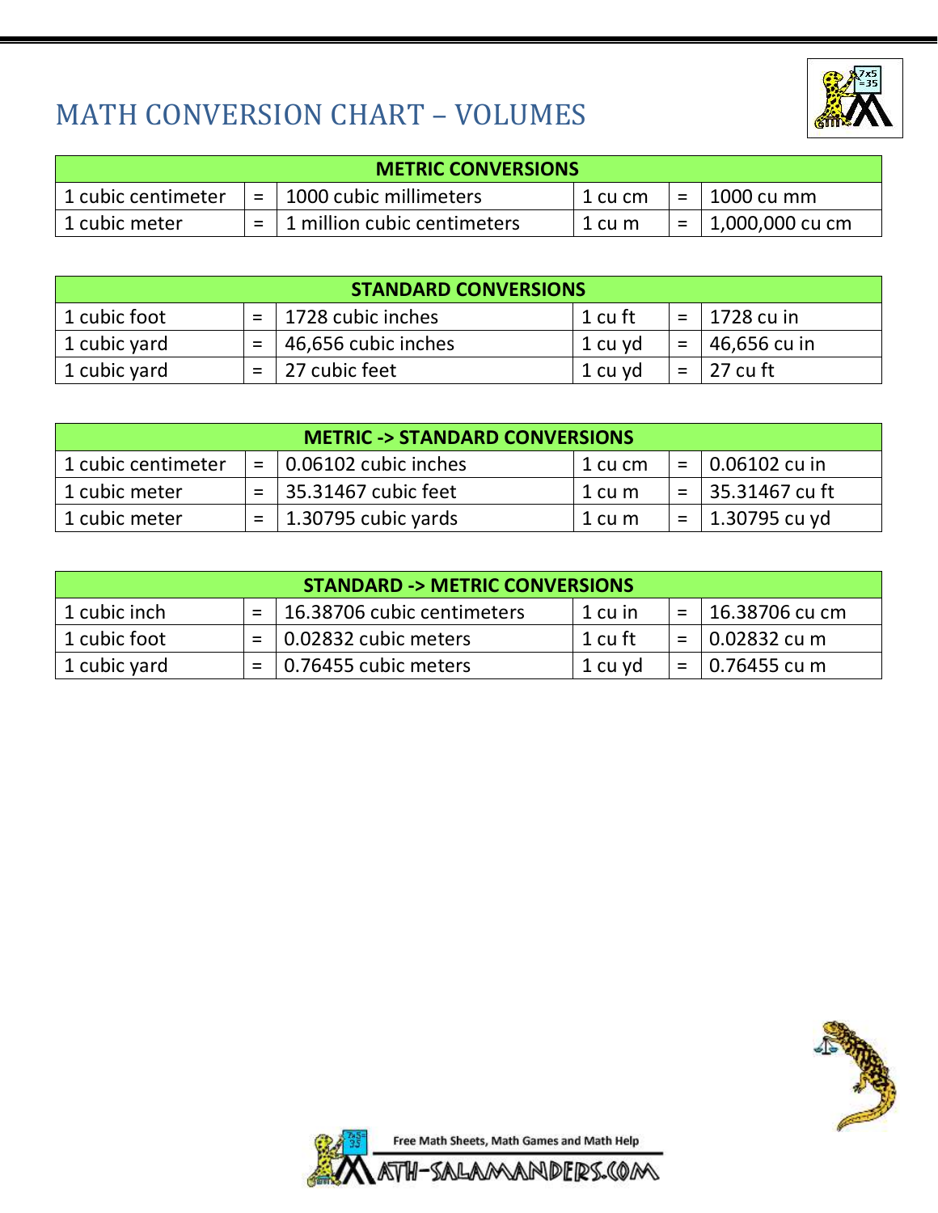# MATH CONVERSION CHART – VOLUMES

| METRIC CONVERSIONS | | | | | |
|---|---|---|---|---|---|
| 1 cubic centimeter | = | 1000 cubic millimeters | 1 cu cm | = | 1000 cu mm |
| 1 cubic meter | = | 1 million cubic centimeters | 1 cu m | = | 1,000,000 cu cm |

| STANDARD CONVERSIONS | | | | | |
|---|---|---|---|---|---|
| 1 cubic foot | = | 1728 cubic inches | 1 cu ft | = | 1728 cu in |
| 1 cubic yard | = | 46,656 cubic inches | 1 cu yd | = | 46,656 cu in |
| 1 cubic yard | = | 27 cubic feet | 1 cu yd | = | 27 cu ft |

| METRIC -> STANDARD CONVERSIONS | | | | | |
|---|---|---|---|---|---|
| 1 cubic centimeter | = | 0.06102 cubic inches | 1 cu cm | = | 0.06102 cu in |
| 1 cubic meter | = | 35.31467 cubic feet | 1 cu m | = | 35.31467 cu ft |
| 1 cubic meter | = | 1.30795 cubic yards | 1 cu m | = | 1.30795 cu yd |

| STANDARD -> METRIC CONVERSIONS | | | | | |
|---|---|---|---|---|---|
| 1 cubic inch | = | 16.38706 cubic centimeters | 1 cu in | = | 16.38706 cu cm |
| 1 cubic foot | = | 0.02832 cubic meters | 1 cu ft | = | 0.02832 cu m |
| 1 cubic yard | = | 0.76455 cubic meters | 1 cu yd | = | 0.76455 cu m |

Free Math Sheets, Math Games and Math Help

MATH-SALAMANDERS.COM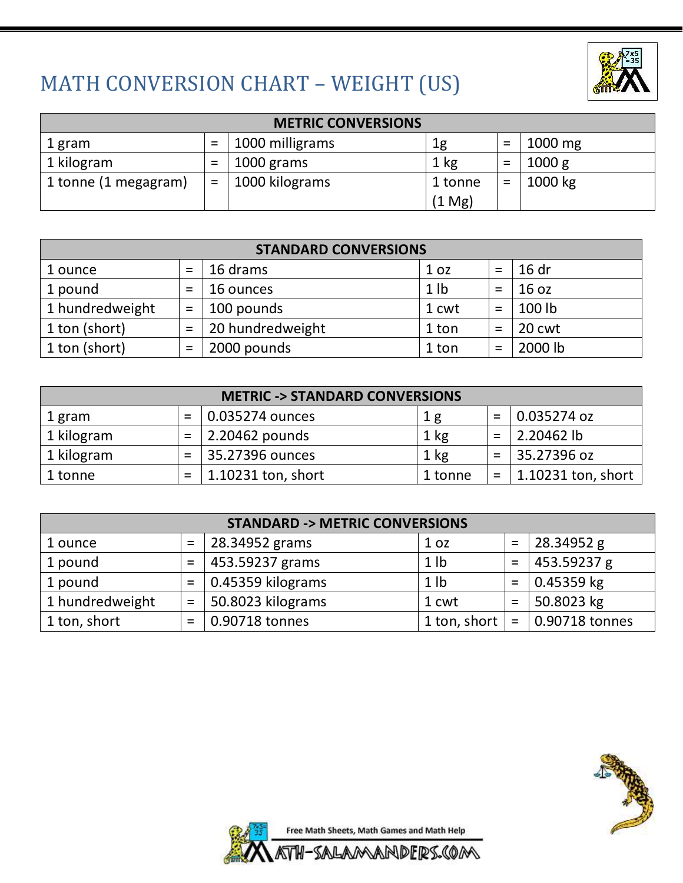# MATH CONVERSION CHART – WEIGHT (US)

| METRIC CONVERSIONS | | | | | |
|---|---|---|---|---|---|
| 1 gram | = | 1000 milligrams | 1g | = | 1000 mg |
| 1 kilogram | = | 1000 grams | 1 kg | = | 1000 g |
| 1 tonne (1 megagram) | = | 1000 kilograms | 1 tonne (1 Mg) | = | 1000 kg |

| STANDARD CONVERSIONS | | | | | |
|---|---|---|---|---|---|
| 1 ounce | = | 16 drams | 1 oz | = | 16 dr |
| 1 pound | = | 16 ounces | 1 lb | = | 16 oz |
| 1 hundredweight | = | 100 pounds | 1 cwt | = | 100 lb |
| 1 ton (short) | = | 20 hundredweight | 1 ton | = | 20 cwt |
| 1 ton (short) | = | 2000 pounds | 1 ton | = | 2000 lb |

| METRIC -> STANDARD CONVERSIONS | | | | | |
|---|---|---|---|---|---|
| 1 gram | = | 0.035274 ounces | 1 g | = | 0.035274 oz |
| 1 kilogram | = | 2.20462 pounds | 1 kg | = | 2.20462 lb |
| 1 kilogram | = | 35.27396 ounces | 1 kg | = | 35.27396 oz |
| 1 tonne | = | 1.10231 ton, short | 1 tonne | = | 1.10231 ton, short |

| STANDARD -> METRIC CONVERSIONS | | | | | |
|---|---|---|---|---|---|
| 1 ounce | = | 28.34952 grams | 1 oz | = | 28.34952 g |
| 1 pound | = | 453.59237 grams | 1 lb | = | 453.59237 g |
| 1 pound | = | 0.45359 kilograms | 1 lb | = | 0.45359 kg |
| 1 hundredweight | = | 50.8023 kilograms | 1 cwt | = | 50.8023 kg |
| 1 ton, short | = | 0.90718 tonnes | 1 ton, short | = | 0.90718 tonnes |

Free Math Sheets, Math Games and Math Help

MATH-SALAMANDERS.COM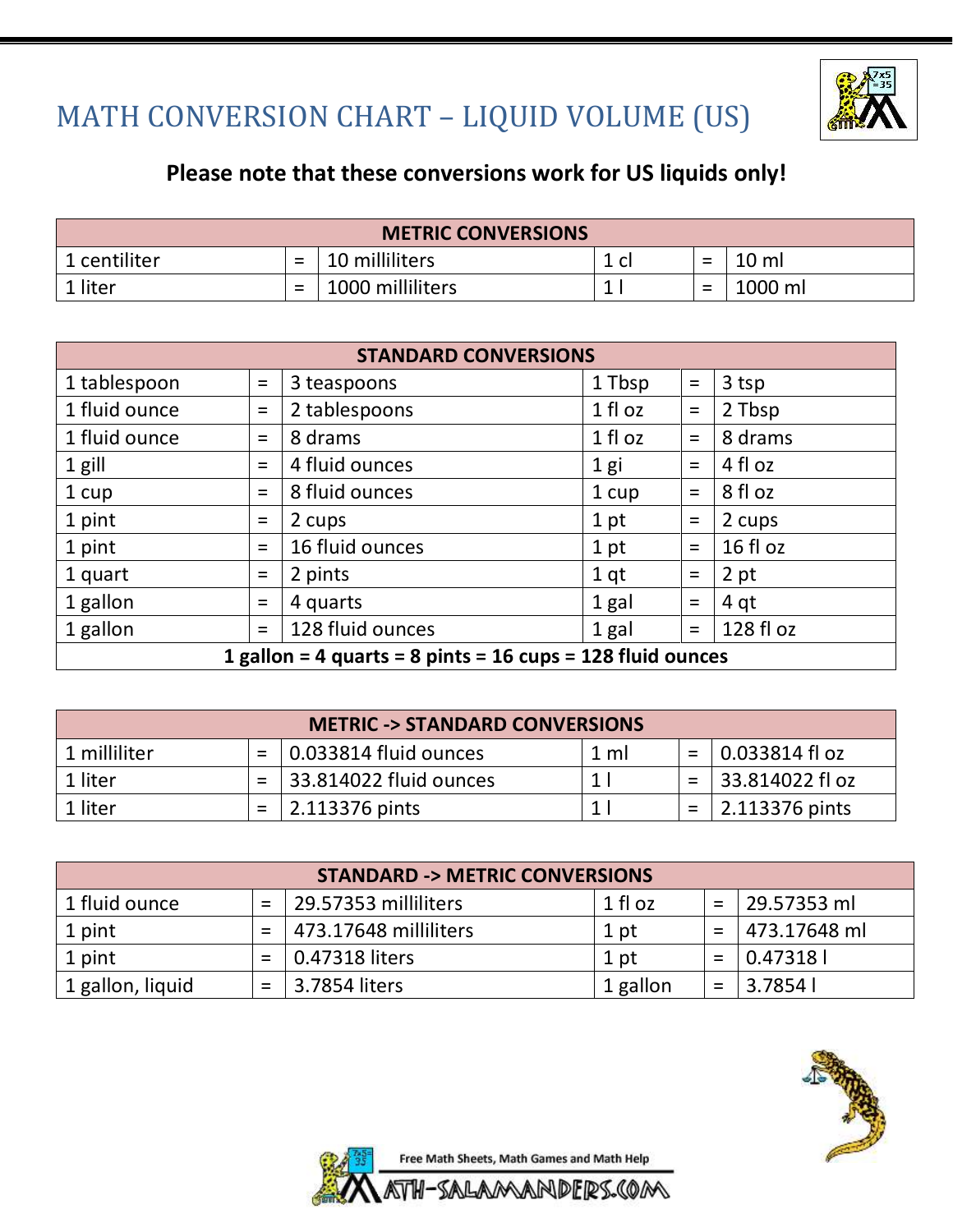# MATH CONVERSION CHART – LIQUID VOLUME (US)

**Please note that these conversions work for US liquids only!**

| METRIC CONVERSIONS | | | | | |
|---|---|---|---|---|---|
| 1 centiliter | = | 10 milliliters | 1 cl | = | 10 ml |
| 1 liter | = | 1000 milliliters | 1 l | = | 1000 ml |

| STANDARD CONVERSIONS | | | | | |
|---|---|---|---|---|---|
| 1 tablespoon | = | 3 teaspoons | 1 Tbsp | = | 3 tsp |
| 1 fluid ounce | = | 2 tablespoons | 1 fl oz | = | 2 Tbsp |
| 1 fluid ounce | = | 8 drams | 1 fl oz | = | 8 drams |
| 1 gill | = | 4 fluid ounces | 1 gi | = | 4 fl oz |
| 1 cup | = | 8 fluid ounces | 1 cup | = | 8 fl oz |
| 1 pint | = | 2 cups | 1 pt | = | 2 cups |
| 1 pint | = | 16 fluid ounces | 1 pt | = | 16 fl oz |
| 1 quart | = | 2 pints | 1 qt | = | 2 pt |
| 1 gallon | = | 4 quarts | 1 gal | = | 4 qt |
| 1 gallon | = | 128 fluid ounces | 1 gal | = | 128 fl oz |
| **1 gallon = 4 quarts = 8 pints = 16 cups = 128 fluid ounces** | | | | | |

| METRIC -> STANDARD CONVERSIONS | | | | | |
|---|---|---|---|---|---|
| 1 milliliter | = | 0.033814 fluid ounces | 1 ml | = | 0.033814 fl oz |
| 1 liter | = | 33.814022 fluid ounces | 1 l | = | 33.814022 fl oz |
| 1 liter | = | 2.113376 pints | 1 l | = | 2.113376 pints |

| STANDARD -> METRIC CONVERSIONS | | | | | |
|---|---|---|---|---|---|
| 1 fluid ounce | = | 29.57353 milliliters | 1 fl oz | = | 29.57353 ml |
| 1 pint | = | 473.17648 milliliters | 1 pt | = | 473.17648 ml |
| 1 pint | = | 0.47318 liters | 1 pt | = | 0.47318 l |
| 1 gallon, liquid | = | 3.7854 liters | 1 gallon | = | 3.7854 l |

Free Math Sheets, Math Games and Math Help

MATH-SALAMANDERS.COM